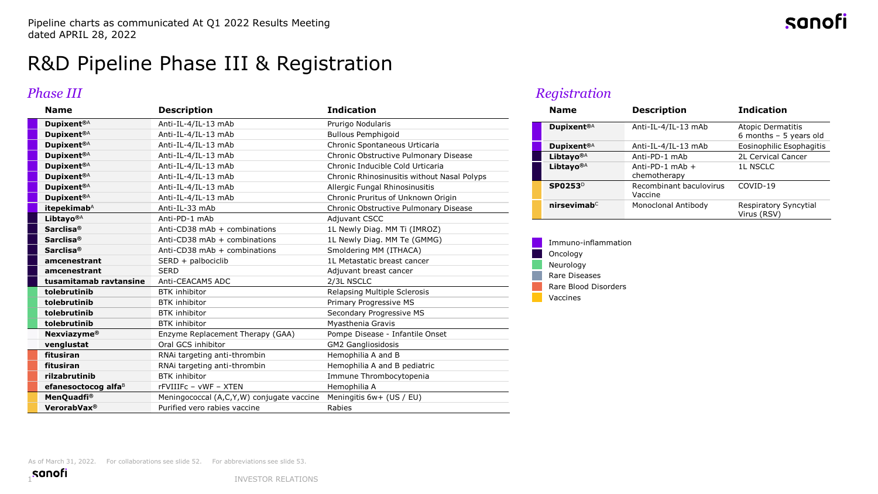# R&D Pipeline Phase III & Registration

## *Phase III*

| Name | Description | Indication |
|---|---|---|
| **Dupixent®**[A] | Anti-IL-4/IL-13 mAb | Prurigo Nodularis |
| **Dupixent®**[A] | Anti-IL-4/IL-13 mAb | Bullous Pemphigoid |
| **Dupixent®**[A] | Anti-IL-4/IL-13 mAb | Chronic Spontaneous Urticaria |
| **Dupixent®**[A] | Anti-IL-4/IL-13 mAb | Chronic Obstructive Pulmonary Disease |
| **Dupixent®**[A] | Anti-IL-4/IL-13 mAb | Chronic Inducible Cold Urticaria |
| **Dupixent®**[A] | Anti-IL-4/IL-13 mAb | Chronic Rhinosinusitis without Nasal Polyps |
| **Dupixent®**[A] | Anti-IL-4/IL-13 mAb | Allergic Fungal Rhinosinusitis |
| **Dupixent®**[A] | Anti-IL-4/IL-13 mAb | Chronic Pruritus of Unknown Origin |
| **itepekimab**[A] | Anti-IL-33 mAb | Chronic Obstructive Pulmonary Disease |
| **Libtayo®**[A] | Anti-PD-1 mAb | Adjuvant CSCC |
| **Sarclisa®** | Anti-CD38 mAb + combinations | 1L Newly Diag. MM Ti (IMROZ) |
| **Sarclisa®** | Anti-CD38 mAb + combinations | 1L Newly Diag. MM Te (GMMG) |
| **Sarclisa®** | Anti-CD38 mAb + combinations | Smoldering MM (ITHACA) |
| **amcenestrant** | SERD + palbociclib | 1L Metastatic breast cancer |
| **amcenestrant** | SERD | Adjuvant breast cancer |
| **tusamitamab ravtansine** | Anti-CEACAM5 ADC | 2/3L NSCLC |
| **tolebrutinib** | BTK inhibitor | Relapsing Multiple Sclerosis |
| **tolebrutinib** | BTK inhibitor | Primary Progressive MS |
| **tolebrutinib** | BTK inhibitor | Secondary Progressive MS |
| **tolebrutinib** | BTK inhibitor | Myasthenia Gravis |
| **Nexviazyme®** | Enzyme Replacement Therapy (GAA) | Pompe Disease - Infantile Onset |
| **venglustat** | Oral GCS inhibitor | GM2 Gangliosidosis |
| **fitusiran** | RNAi targeting anti-thrombin | Hemophilia A and B |
| **fitusiran** | RNAi targeting anti-thrombin | Hemophilia A and B pediatric |
| **rilzabrutinib** | BTK inhibitor | Immune Thrombocytopenia |
| **efanesoctocog alfa**[B] | rFVIIIFc – vWF – XTEN | Hemophilia A |
| **MenQuadfi®** | Meningococcal (A,C,Y,W) conjugate vaccine | Meningitis 6w+ (US / EU) |
| **VerorabVax®** | Purified vero rabies vaccine | Rabies |

## *Registration*

| Name | Description | Indication |
|---|---|---|
| **Dupixent®**[A] | Anti-IL-4/IL-13 mAb | Atopic Dermatitis 6 months – 5 years old |
| **Dupixent®**[A] | Anti-IL-4/IL-13 mAb | Eosinophilic Esophagitis |
| **Libtayo®**[A] | Anti-PD-1 mAb | 2L Cervical Cancer |
| **Libtayo®**[A] | Anti-PD-1 mAb + chemotherapy | 1L NSCLC |
| **SP0253**[D] | Recombinant baculovirus Vaccine | COVID-19 |
| **nirsevimab**[C] | Monoclonal Antibody | Respiratory Syncytial Virus (RSV) |

- Immuno-inflammation
- Oncology
- Neurology
- Rare Diseases
- Rare Blood Disorders
- Vaccines

As of March 31, 2022. For collaborations see slide 52. For abbreviations see slide 53.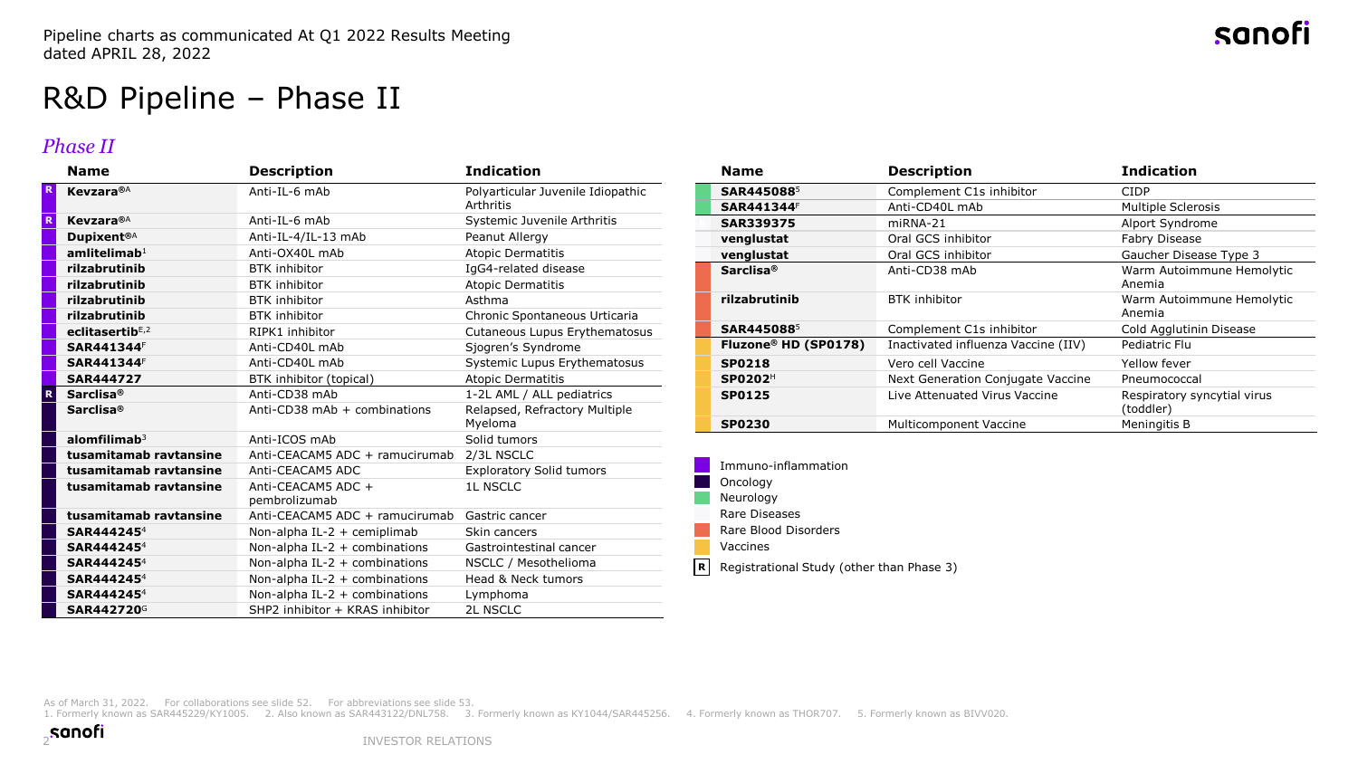Pipeline charts as communicated At Q1 2022 Results Meeting
dated APRIL 28, 2022

# R&D Pipeline – Phase II

## *Phase II*

| Category | Name | Description | Indication |
|---|---|---|---|
| R | **Kevzara®**[A] | Anti-IL-6 mAb | Polyarticular Juvenile Idiopathic Arthritis |
| R | **Kevzara®**[A] | Anti-IL-6 mAb | Systemic Juvenile Arthritis |
| Immuno-inflammation | **Dupixent®**[A] | Anti-IL-4/IL-13 mAb | Peanut Allergy |
| Immuno-inflammation | **amlitelimab**[1] | Anti-OX40L mAb | Atopic Dermatitis |
| Immuno-inflammation | **rilzabrutinib** | BTK inhibitor | IgG4-related disease |
| Immuno-inflammation | **rilzabrutinib** | BTK inhibitor | Atopic Dermatitis |
| Immuno-inflammation | **rilzabrutinib** | BTK inhibitor | Asthma |
| Immuno-inflammation | **rilzabrutinib** | BTK inhibitor | Chronic Spontaneous Urticaria |
| Immuno-inflammation | **eclitasertib**[E,2] | RIPK1 inhibitor | Cutaneous Lupus Erythematosus |
| Immuno-inflammation | **SAR441344**[F] | Anti-CD40L mAb | Sjogren's Syndrome |
| Immuno-inflammation | **SAR441344**[F] | Anti-CD40L mAb | Systemic Lupus Erythematosus |
| Immuno-inflammation | **SAR444727** | BTK inhibitor (topical) | Atopic Dermatitis |
| R | **Sarclisa®** | Anti-CD38 mAb | 1-2L AML / ALL pediatrics |
| Oncology | **Sarclisa®** | Anti-CD38 mAb + combinations | Relapsed, Refractory Multiple Myeloma |
| Oncology | **alomfilimab**[3] | Anti-ICOS mAb | Solid tumors |
| Oncology | **tusamitamab ravtansine** | Anti-CEACAM5 ADC + ramucirumab | 2/3L NSCLC |
| Oncology | **tusamitamab ravtansine** | Anti-CEACAM5 ADC | Exploratory Solid tumors |
| Oncology | **tusamitamab ravtansine** | Anti-CEACAM5 ADC + pembrolizumab | 1L NSCLC |
| Oncology | **tusamitamab ravtansine** | Anti-CEACAM5 ADC + ramucirumab | Gastric cancer |
| Oncology | **SAR444245**[4] | Non-alpha IL-2 + cemiplimab | Skin cancers |
| Oncology | **SAR444245**[4] | Non-alpha IL-2 + combinations | Gastrointestinal cancer |
| Oncology | **SAR444245**[4] | Non-alpha IL-2 + combinations | NSCLC / Mesothelioma |
| Oncology | **SAR444245**[4] | Non-alpha IL-2 + combinations | Head & Neck tumors |
| Oncology | **SAR444245**[4] | Non-alpha IL-2 + combinations | Lymphoma |
| Oncology | **SAR442720**[G] | SHP2 inhibitor + KRAS inhibitor | 2L NSCLC |

| Category | Name | Description | Indication |
|---|---|---|---|
| Neurology | **SAR445088**[5] | Complement C1s inhibitor | CIDP |
| Neurology | **SAR441344**[F] | Anti-CD40L mAb | Multiple Sclerosis |
| Rare Diseases | **SAR339375** | miRNA-21 | Alport Syndrome |
| Rare Diseases | **venglustat** | Oral GCS inhibitor | Fabry Disease |
| Rare Diseases | **venglustat** | Oral GCS inhibitor | Gaucher Disease Type 3 |
| Rare Blood Disorders | **Sarclisa®** | Anti-CD38 mAb | Warm Autoimmune Hemolytic Anemia |
| Rare Blood Disorders | **rilzabrutinib** | BTK inhibitor | Warm Autoimmune Hemolytic Anemia |
| Rare Blood Disorders | **SAR445088**[5] | Complement C1s inhibitor | Cold Agglutinin Disease |
| Vaccines | **Fluzone® HD (SP0178)** | Inactivated influenza Vaccine (IIV) | Pediatric Flu |
| Vaccines | **SP0218** | Vero cell Vaccine | Yellow fever |
| Vaccines | **SP0202**[H] | Next Generation Conjugate Vaccine | Pneumococcal |
| Vaccines | **SP0125** | Live Attenuated Virus Vaccine | Respiratory syncytial virus (toddler) |
| Vaccines | **SP0230** | Multicomponent Vaccine | Meningitis B |

Legend:
- Immuno-inflammation
- Oncology
- Neurology
- Rare Diseases
- Rare Blood Disorders
- Vaccines
- R — Registrational Study (other than Phase 3)

As of March 31, 2022. For collaborations see slide 52. For abbreviations see slide 53.
1. Formerly known as SAR445229/KY1005. 2. Also known as SAR443122/DNL758. 3. Formerly known as KY1044/SAR445256. 4. Formerly known as THOR707. 5. Formerly known as BIVV020.

INVESTOR RELATIONS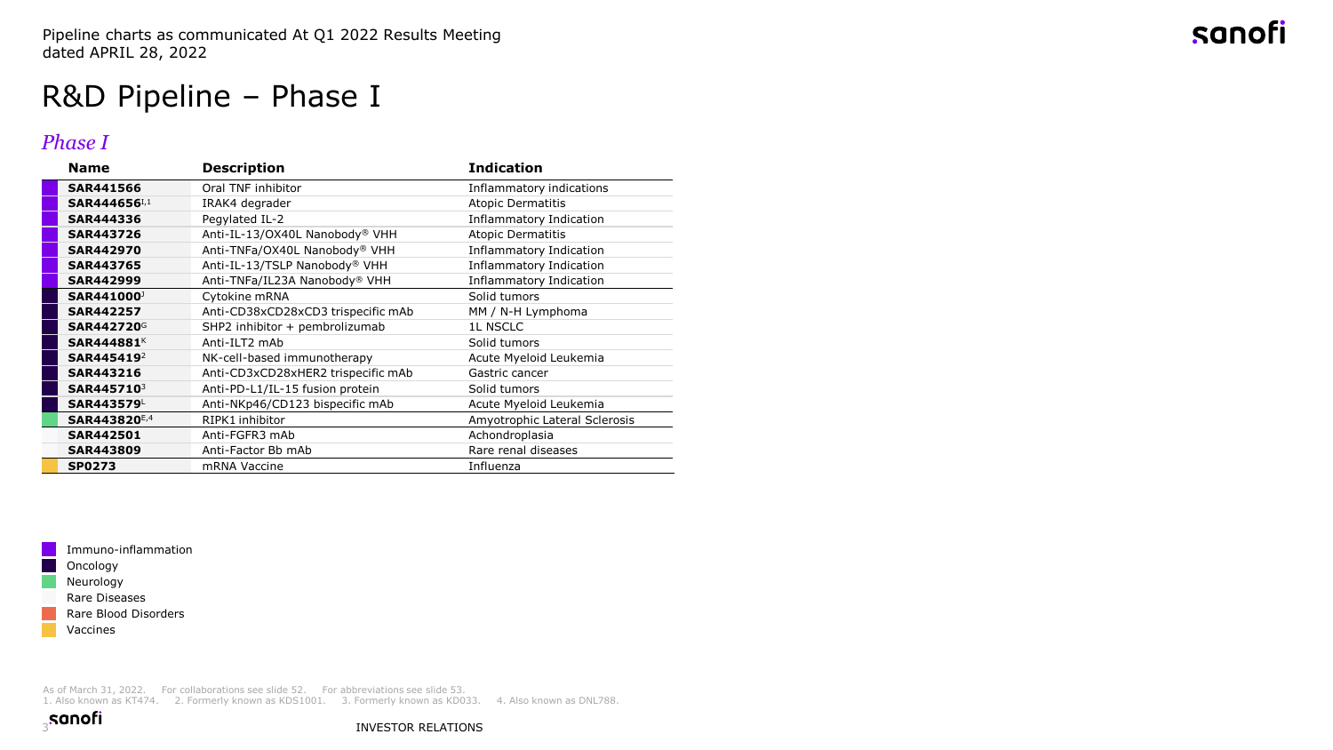Pipeline charts as communicated At Q1 2022 Results Meeting dated APRIL 28, 2022

# R&D Pipeline – Phase I

## *Phase I*

| Name | Description | Indication |
|---|---|---|
| **SAR441566** | Oral TNF inhibitor | Inflammatory indications |
| **SAR444656**[I,1] | IRAK4 degrader | Atopic Dermatitis |
| **SAR444336** | Pegylated IL-2 | Inflammatory Indication |
| **SAR443726** | Anti-IL-13/OX40L Nanobody® VHH | Atopic Dermatitis |
| **SAR442970** | Anti-TNFa/OX40L Nanobody® VHH | Inflammatory Indication |
| **SAR443765** | Anti-IL-13/TSLP Nanobody® VHH | Inflammatory Indication |
| **SAR442999** | Anti-TNFa/IL23A Nanobody® VHH | Inflammatory Indication |
| **SAR441000**[J] | Cytokine mRNA | Solid tumors |
| **SAR442257** | Anti-CD38xCD28xCD3 trispecific mAb | MM / N-H Lymphoma |
| **SAR442720**[G] | SHP2 inhibitor + pembrolizumab | 1L NSCLC |
| **SAR444881**[K] | Anti-ILT2 mAb | Solid tumors |
| **SAR445419**[2] | NK-cell-based immunotherapy | Acute Myeloid Leukemia |
| **SAR443216** | Anti-CD3xCD28xHER2 trispecific mAb | Gastric cancer |
| **SAR445710**[3] | Anti-PD-L1/IL-15 fusion protein | Solid tumors |
| **SAR443579**[L] | Anti-NKp46/CD123 bispecific mAb | Acute Myeloid Leukemia |
| **SAR443820**[E,4] | RIPK1 inhibitor | Amyotrophic Lateral Sclerosis |
| **SAR442501** | Anti-FGFR3 mAb | Achondroplasia |
| **SAR443809** | Anti-Factor Bb mAb | Rare renal diseases |
| **SP0273** | mRNA Vaccine | Influenza |

- Immuno-inflammation
- Oncology
- Neurology
- Rare Diseases
- Rare Blood Disorders
- Vaccines

As of March 31, 2022. For collaborations see slide 52. For abbreviations see slide 53.
1. Also known as KT474. 2. Formerly known as KDS1001. 3. Formerly known as KD033. 4. Also known as DNL788.